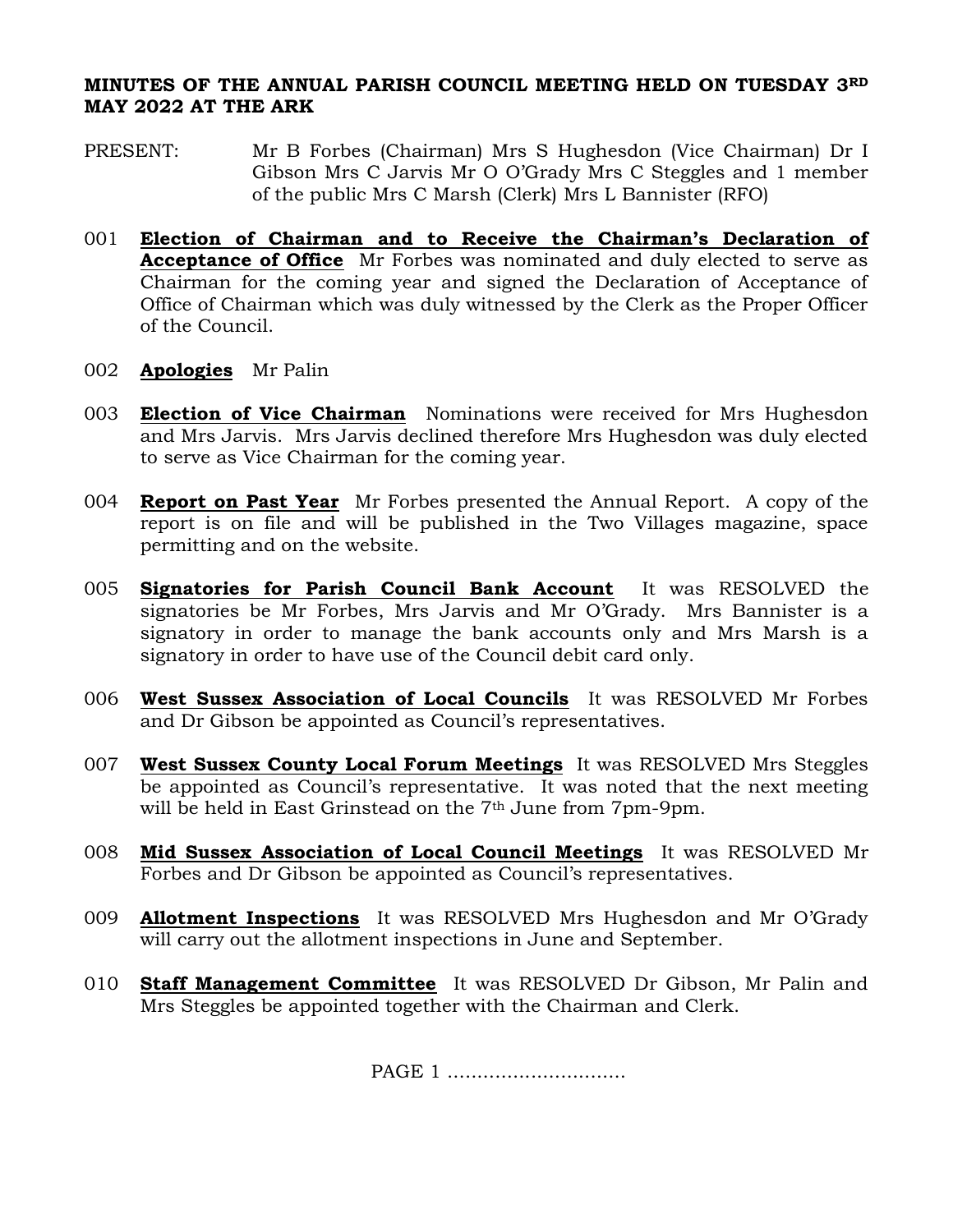**MINUTES OF THE ANNUAL PARISH COUNCIL MEETING HELD ON TUESDAY 3RD MAY 2022 AT THE ARK**

PRESENT: Mr B Forbes (Chairman) Mrs S Hughesdon (Vice Chairman) Dr I Gibson Mrs C Jarvis Mr O O'Grady Mrs C Steggles and 1 member of the public Mrs C Marsh (Clerk) Mrs L Bannister (RFO)

001 **Election of Chairman and to Receive the Chairman's Declaration of Acceptance of Office** Mr Forbes was nominated and duly elected to serve as Chairman for the coming year and signed the Declaration of Acceptance of Office of Chairman which was duly witnessed by the Clerk as the Proper Officer of the Council.

002 **Apologies** Mr Palin

003 **Election of Vice Chairman** Nominations were received for Mrs Hughesdon and Mrs Jarvis. Mrs Jarvis declined therefore Mrs Hughesdon was duly elected to serve as Vice Chairman for the coming year.

004 **Report on Past Year** Mr Forbes presented the Annual Report. A copy of the report is on file and will be published in the Two Villages magazine, space permitting and on the website.

005 **Signatories for Parish Council Bank Account** It was RESOLVED the signatories be Mr Forbes, Mrs Jarvis and Mr O'Grady. Mrs Bannister is a signatory in order to manage the bank accounts only and Mrs Marsh is a signatory in order to have use of the Council debit card only.

006 **West Sussex Association of Local Councils** It was RESOLVED Mr Forbes and Dr Gibson be appointed as Council's representatives.

007 **West Sussex County Local Forum Meetings** It was RESOLVED Mrs Steggles be appointed as Council's representative. It was noted that the next meeting will be held in East Grinstead on the 7th June from 7pm-9pm.

008 **Mid Sussex Association of Local Council Meetings** It was RESOLVED Mr Forbes and Dr Gibson be appointed as Council's representatives.

009 **Allotment Inspections** It was RESOLVED Mrs Hughesdon and Mr O'Grady will carry out the allotment inspections in June and September.

010 **Staff Management Committee** It was RESOLVED Dr Gibson, Mr Palin and Mrs Steggles be appointed together with the Chairman and Clerk.

PAGE 1 ..............................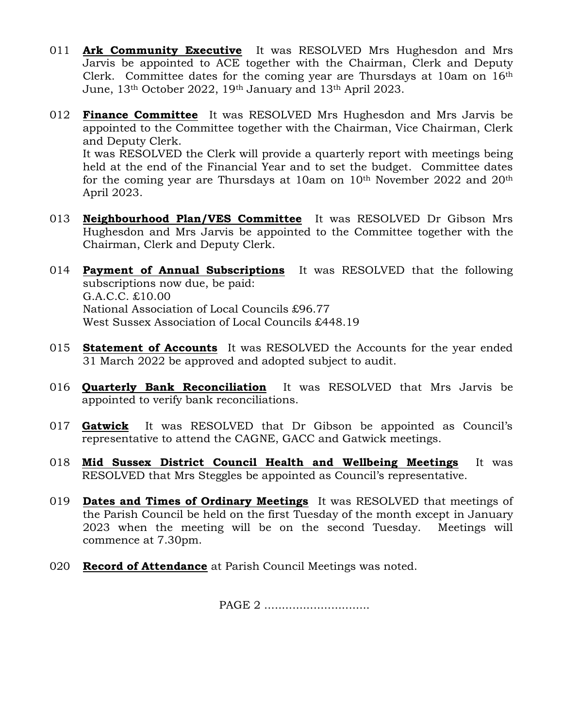011 **Ark Community Executive** It was RESOLVED Mrs Hughesdon and Mrs Jarvis be appointed to ACE together with the Chairman, Clerk and Deputy Clerk. Committee dates for the coming year are Thursdays at 10am on 16th June, 13th October 2022, 19th January and 13th April 2023.

012 **Finance Committee** It was RESOLVED Mrs Hughesdon and Mrs Jarvis be appointed to the Committee together with the Chairman, Vice Chairman, Clerk and Deputy Clerk.
It was RESOLVED the Clerk will provide a quarterly report with meetings being held at the end of the Financial Year and to set the budget. Committee dates for the coming year are Thursdays at 10am on 10th November 2022 and 20th April 2023.

013 **Neighbourhood Plan/VES Committee** It was RESOLVED Dr Gibson Mrs Hughesdon and Mrs Jarvis be appointed to the Committee together with the Chairman, Clerk and Deputy Clerk.

014 **Payment of Annual Subscriptions** It was RESOLVED that the following subscriptions now due, be paid:
G.A.C.C. £10.00
National Association of Local Councils £96.77
West Sussex Association of Local Councils £448.19

015 **Statement of Accounts** It was RESOLVED the Accounts for the year ended 31 March 2022 be approved and adopted subject to audit.

016 **Quarterly Bank Reconciliation** It was RESOLVED that Mrs Jarvis be appointed to verify bank reconciliations.

017 **Gatwick** It was RESOLVED that Dr Gibson be appointed as Council's representative to attend the CAGNE, GACC and Gatwick meetings.

018 **Mid Sussex District Council Health and Wellbeing Meetings** It was RESOLVED that Mrs Steggles be appointed as Council's representative.

019 **Dates and Times of Ordinary Meetings** It was RESOLVED that meetings of the Parish Council be held on the first Tuesday of the month except in January 2023 when the meeting will be on the second Tuesday. Meetings will commence at 7.30pm.

020 **Record of Attendance** at Parish Council Meetings was noted.

PAGE 2 ..............................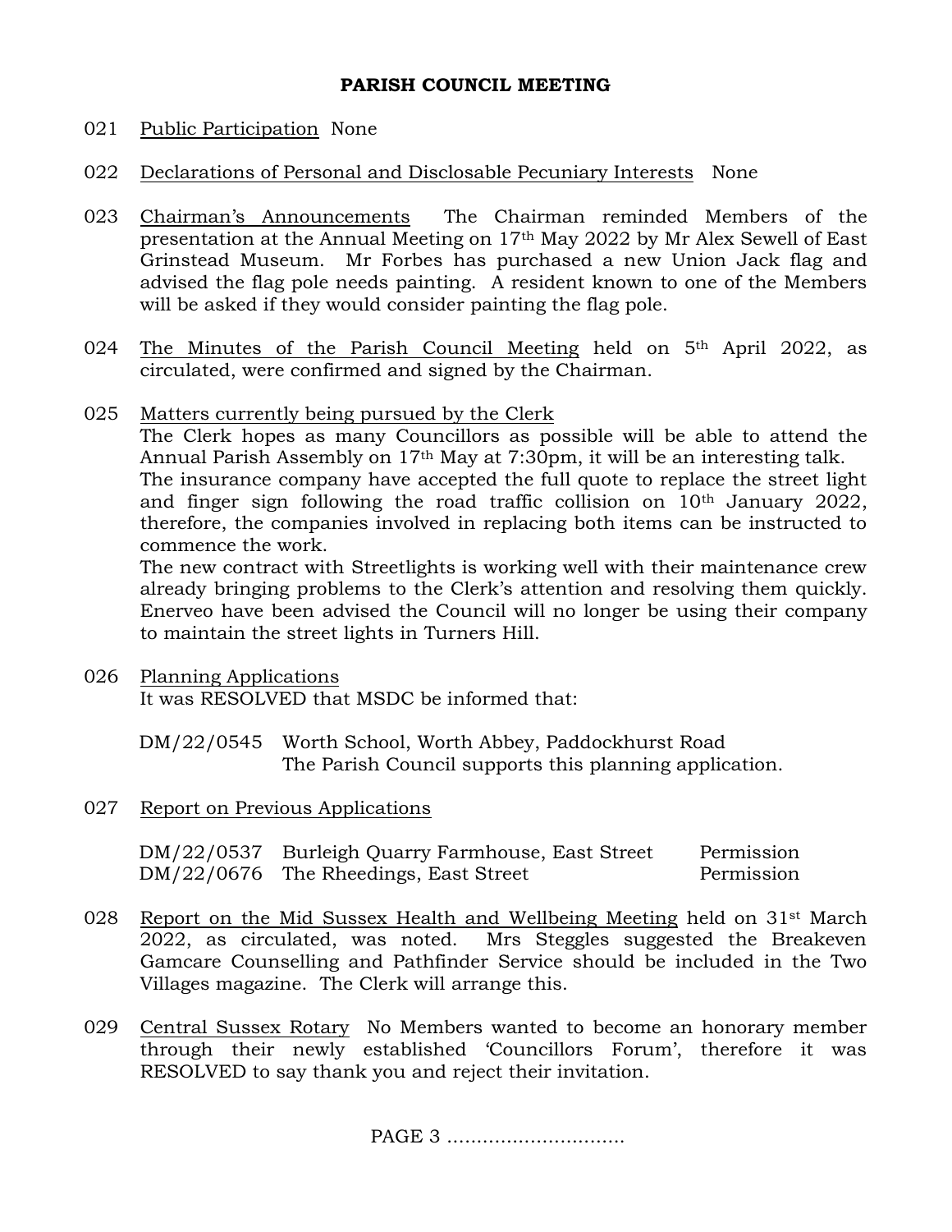**PARISH COUNCIL MEETING**

021 Public Participation None

022 Declarations of Personal and Disclosable Pecuniary Interests None

023 Chairman's Announcements The Chairman reminded Members of the presentation at the Annual Meeting on 17th May 2022 by Mr Alex Sewell of East Grinstead Museum. Mr Forbes has purchased a new Union Jack flag and advised the flag pole needs painting. A resident known to one of the Members will be asked if they would consider painting the flag pole.

024 The Minutes of the Parish Council Meeting held on 5th April 2022, as circulated, were confirmed and signed by the Chairman.

025 Matters currently being pursued by the Clerk
The Clerk hopes as many Councillors as possible will be able to attend the Annual Parish Assembly on 17th May at 7:30pm, it will be an interesting talk.
The insurance company have accepted the full quote to replace the street light and finger sign following the road traffic collision on 10th January 2022, therefore, the companies involved in replacing both items can be instructed to commence the work.
The new contract with Streetlights is working well with their maintenance crew already bringing problems to the Clerk's attention and resolving them quickly. Enerveo have been advised the Council will no longer be using their company to maintain the street lights in Turners Hill.

026 Planning Applications
It was RESOLVED that MSDC be informed that:

DM/22/0545 Worth School, Worth Abbey, Paddockhurst Road
The Parish Council supports this planning application.

027 Report on Previous Applications

| | | |
|---|---|---|
| DM/22/0537 | Burleigh Quarry Farmhouse, East Street | Permission |
| DM/22/0676 | The Rheedings, East Street | Permission |

028 Report on the Mid Sussex Health and Wellbeing Meeting held on 31st March 2022, as circulated, was noted. Mrs Steggles suggested the Breakeven Gamcare Counselling and Pathfinder Service should be included in the Two Villages magazine. The Clerk will arrange this.

029 Central Sussex Rotary No Members wanted to become an honorary member through their newly established 'Councillors Forum', therefore it was RESOLVED to say thank you and reject their invitation.

PAGE 3 ..............................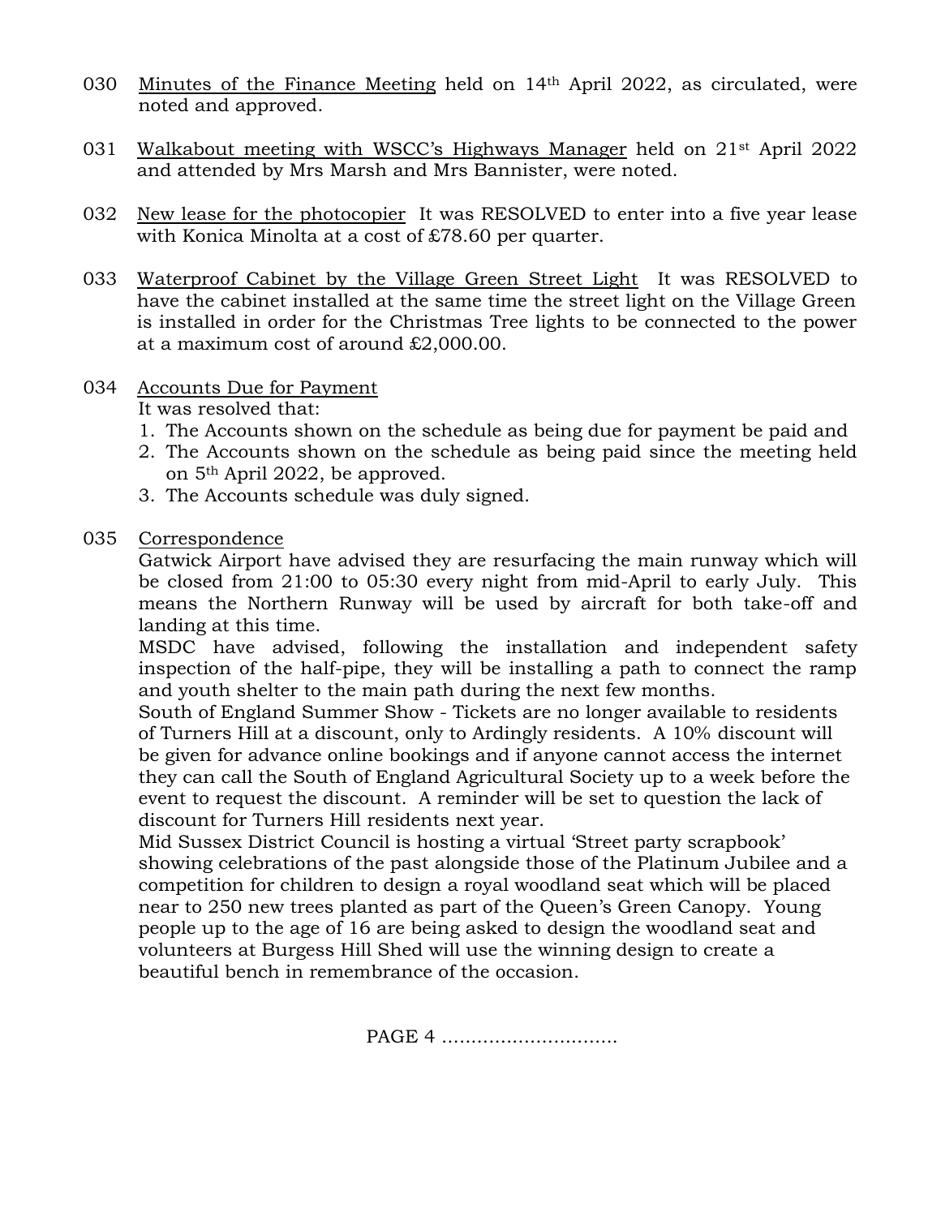030 Minutes of the Finance Meeting held on 14th April 2022, as circulated, were noted and approved.

031 Walkabout meeting with WSCC's Highways Manager held on 21st April 2022 and attended by Mrs Marsh and Mrs Bannister, were noted.

032 New lease for the photocopier It was RESOLVED to enter into a five year lease with Konica Minolta at a cost of £78.60 per quarter.

033 Waterproof Cabinet by the Village Green Street Light It was RESOLVED to have the cabinet installed at the same time the street light on the Village Green is installed in order for the Christmas Tree lights to be connected to the power at a maximum cost of around £2,000.00.

034 Accounts Due for Payment

It was resolved that:

1. The Accounts shown on the schedule as being due for payment be paid and
2. The Accounts shown on the schedule as being paid since the meeting held on 5th April 2022, be approved.
3. The Accounts schedule was duly signed.

035 Correspondence

Gatwick Airport have advised they are resurfacing the main runway which will be closed from 21:00 to 05:30 every night from mid-April to early July. This means the Northern Runway will be used by aircraft for both take-off and landing at this time.

MSDC have advised, following the installation and independent safety inspection of the half-pipe, they will be installing a path to connect the ramp and youth shelter to the main path during the next few months.

South of England Summer Show - Tickets are no longer available to residents of Turners Hill at a discount, only to Ardingly residents. A 10% discount will be given for advance online bookings and if anyone cannot access the internet they can call the South of England Agricultural Society up to a week before the event to request the discount. A reminder will be set to question the lack of discount for Turners Hill residents next year.

Mid Sussex District Council is hosting a virtual 'Street party scrapbook' showing celebrations of the past alongside those of the Platinum Jubilee and a competition for children to design a royal woodland seat which will be placed near to 250 new trees planted as part of the Queen's Green Canopy. Young people up to the age of 16 are being asked to design the woodland seat and volunteers at Burgess Hill Shed will use the winning design to create a beautiful bench in remembrance of the occasion.

PAGE 4 …………………………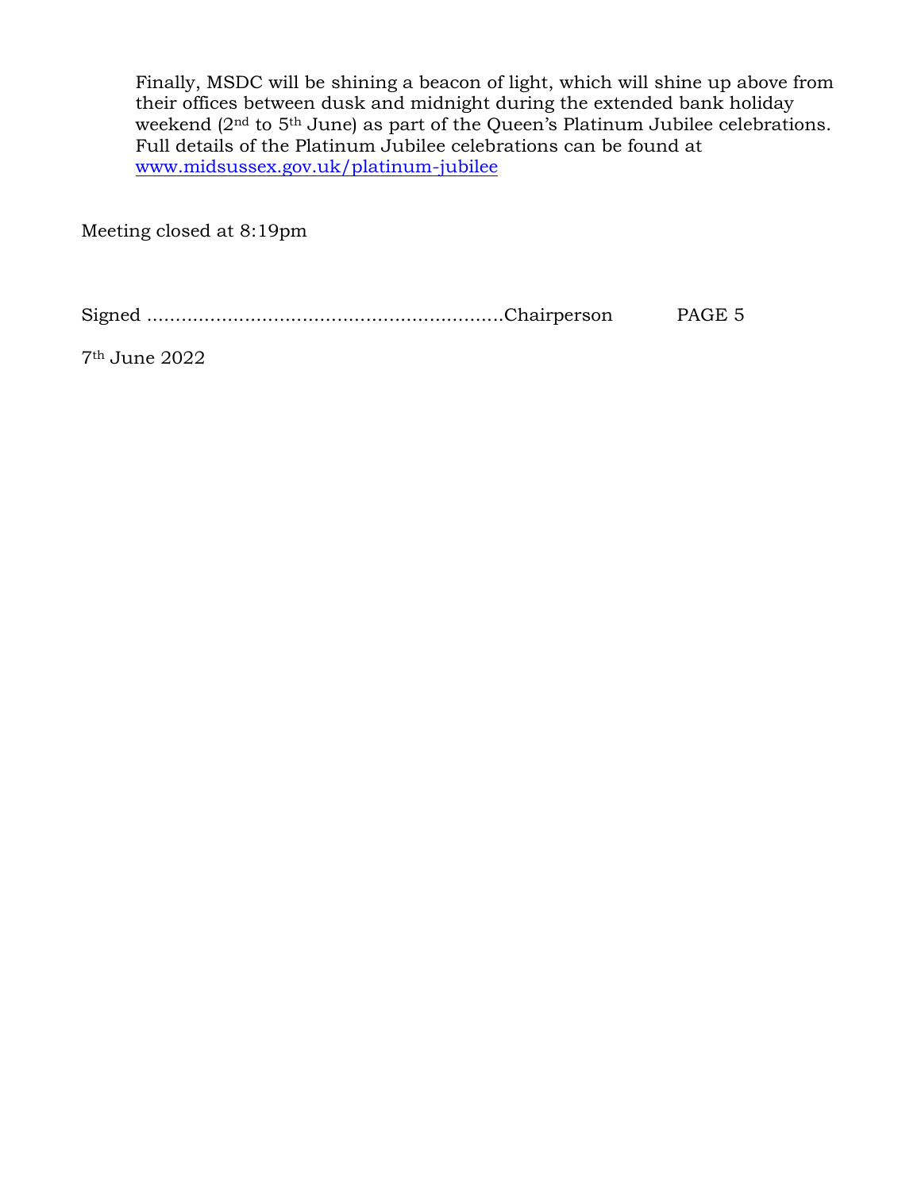Finally, MSDC will be shining a beacon of light, which will shine up above from their offices between dusk and midnight during the extended bank holiday weekend (2nd to 5th June) as part of the Queen's Platinum Jubilee celebrations. Full details of the Platinum Jubilee celebrations can be found at www.midsussex.gov.uk/platinum-jubilee

Meeting closed at 8:19pm

Signed ............................................................Chairperson

7th June 2022